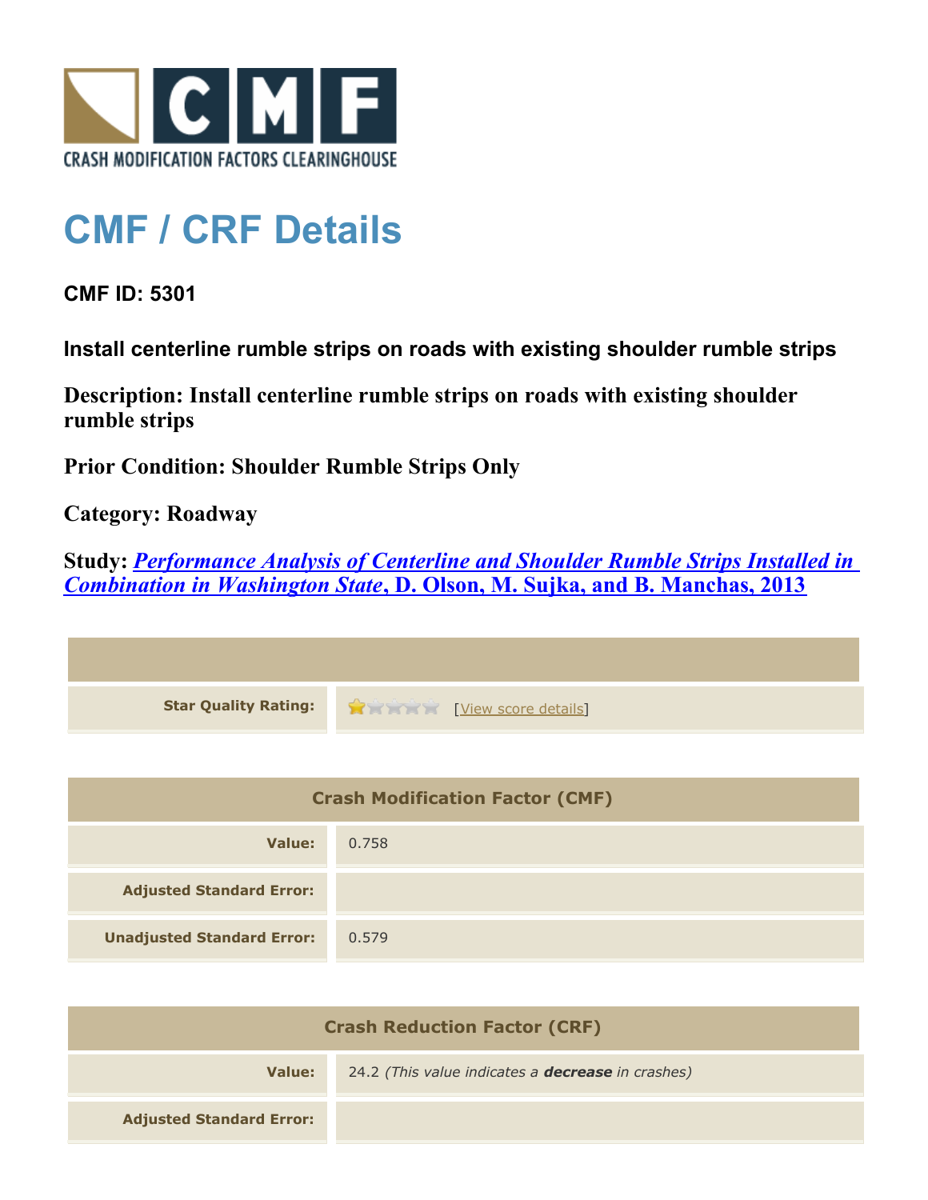CRASH MODIFICATION FACTORS CLEARINGHOUSE

# CMF / CRF Details

**CMF ID: 5301**

**Install centerline rumble strips on roads with existing shoulder rumble strips**

**Description: Install centerline rumble strips on roads with existing shoulder rumble strips**

**Prior Condition: Shoulder Rumble Strips Only**

**Category: Roadway**

**Study: *Performance Analysis of Centerline and Shoulder Rumble Strips Installed in Combination in Washington State*, D. Olson, M. Sujka, and B. Manchas, 2013**

| | |
|---|---|
| **Star Quality Rating:** | 1 of 5 stars [View score details] |

| Crash Modification Factor (CMF) | |
|---|---|
| **Value:** | 0.758 |
| **Adjusted Standard Error:** | |
| **Unadjusted Standard Error:** | 0.579 |

| Crash Reduction Factor (CRF) | |
|---|---|
| **Value:** | 24.2 *(This value indicates a **decrease** in crashes)* |
| **Adjusted Standard Error:** | |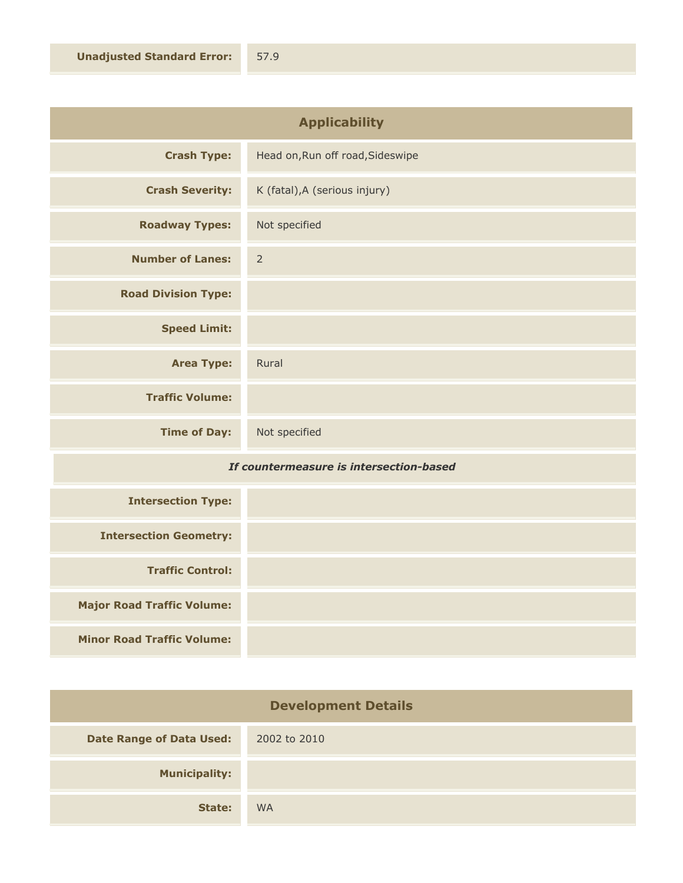| | |
|---|---|
| **Unadjusted Standard Error:** | 57.9 |

## Applicability

| | |
|---|---|
| **Crash Type:** | Head on,Run off road,Sideswipe |
| **Crash Severity:** | K (fatal),A (serious injury) |
| **Roadway Types:** | Not specified |
| **Number of Lanes:** | 2 |
| **Road Division Type:** | |
| **Speed Limit:** | |
| **Area Type:** | Rural |
| **Traffic Volume:** | |
| **Time of Day:** | Not specified |

*If countermeasure is intersection-based*

| | |
|---|---|
| **Intersection Type:** | |
| **Intersection Geometry:** | |
| **Traffic Control:** | |
| **Major Road Traffic Volume:** | |
| **Minor Road Traffic Volume:** | |

## Development Details

| | |
|---|---|
| **Date Range of Data Used:** | 2002 to 2010 |
| **Municipality:** | |
| **State:** | WA |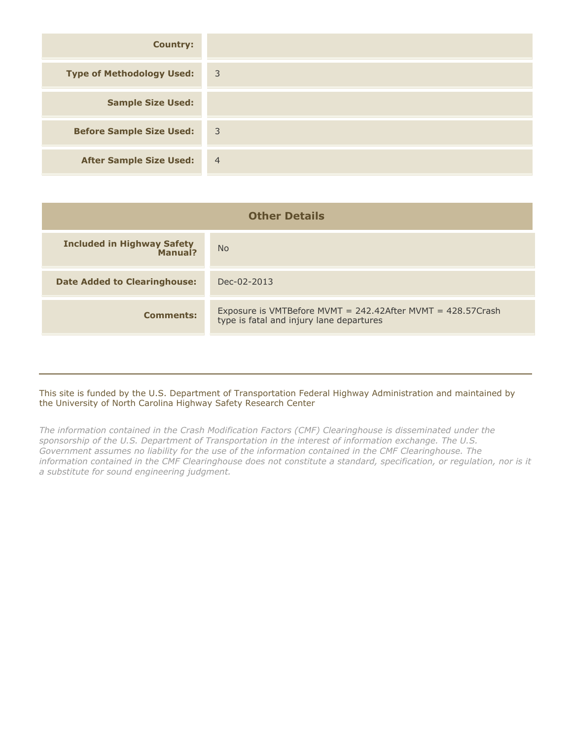| | |
|---|---|
| **Country:** | |
| **Type of Methodology Used:** | 3 |
| **Sample Size Used:** | |
| **Before Sample Size Used:** | 3 |
| **After Sample Size Used:** | 4 |

## Other Details

| | |
|---|---|
| **Included in Highway Safety Manual?** | No |
| **Date Added to Clearinghouse:** | Dec-02-2013 |
| **Comments:** | Exposure is VMTBefore MVMT = 242.42After MVMT = 428.57Crash type is fatal and injury lane departures |

---

This site is funded by the U.S. Department of Transportation Federal Highway Administration and maintained by the University of North Carolina Highway Safety Research Center

*The information contained in the Crash Modification Factors (CMF) Clearinghouse is disseminated under the sponsorship of the U.S. Department of Transportation in the interest of information exchange. The U.S. Government assumes no liability for the use of the information contained in the CMF Clearinghouse. The information contained in the CMF Clearinghouse does not constitute a standard, specification, or regulation, nor is it a substitute for sound engineering judgment.*